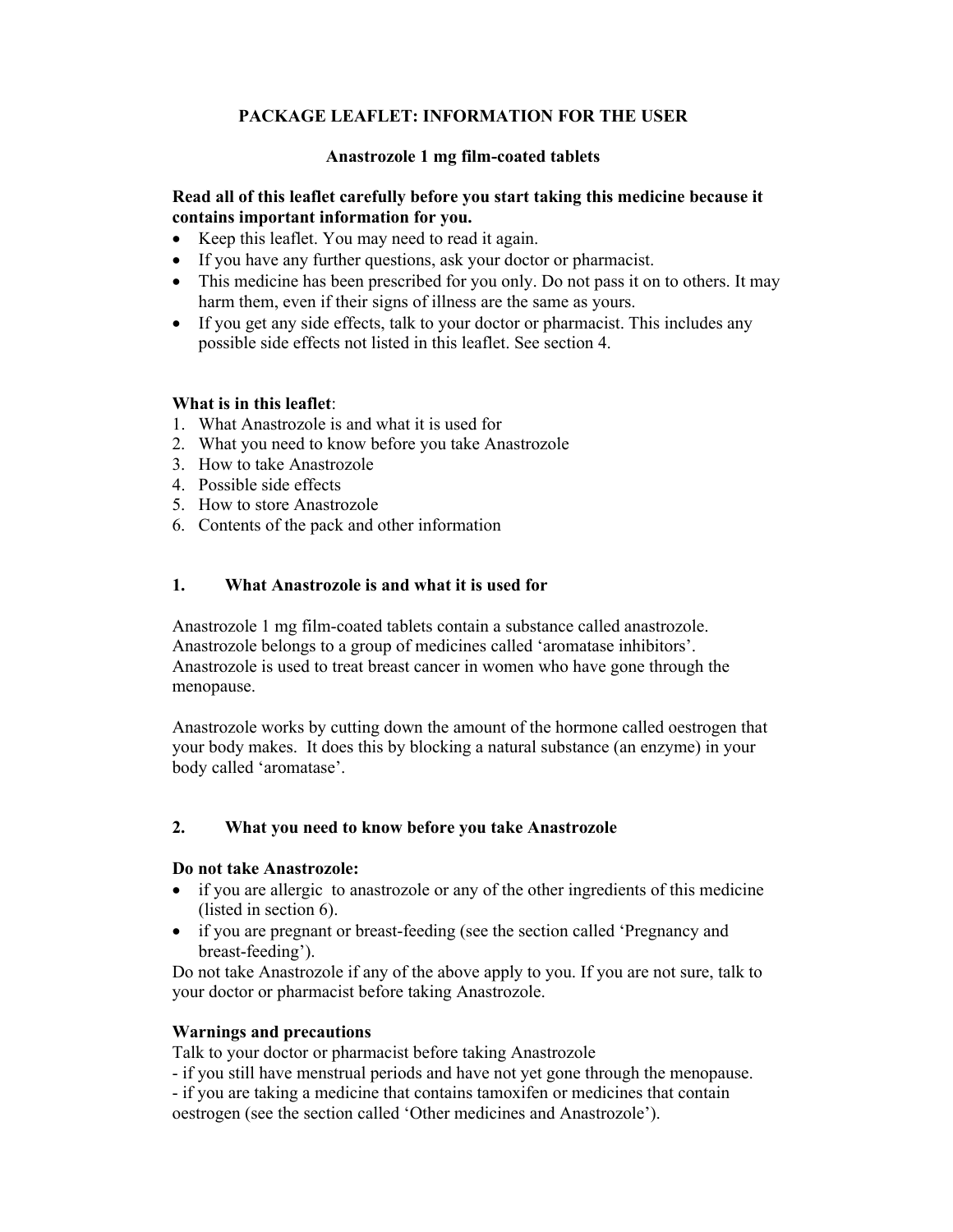# PACKAGE LEAFLET: INFORMATION FOR THE USER

## Anastrozole 1 mg film-coated tablets

**Read all of this leaflet carefully before you start taking this medicine because it contains important information for you.**

- Keep this leaflet. You may need to read it again.
- If you have any further questions, ask your doctor or pharmacist.
- This medicine has been prescribed for you only. Do not pass it on to others. It may harm them, even if their signs of illness are the same as yours.
- If you get any side effects, talk to your doctor or pharmacist. This includes any possible side effects not listed in this leaflet. See section 4.

**What is in this leaflet**:

1. What Anastrozole is and what it is used for
2. What you need to know before you take Anastrozole
3. How to take Anastrozole
4. Possible side effects
5. How to store Anastrozole
6. Contents of the pack and other information

## 1. What Anastrozole is and what it is used for

Anastrozole 1 mg film-coated tablets contain a substance called anastrozole. Anastrozole belongs to a group of medicines called 'aromatase inhibitors'. Anastrozole is used to treat breast cancer in women who have gone through the menopause.

Anastrozole works by cutting down the amount of the hormone called oestrogen that your body makes. It does this by blocking a natural substance (an enzyme) in your body called 'aromatase'.

## 2. What you need to know before you take Anastrozole

**Do not take Anastrozole:**

- if you are allergic to anastrozole or any of the other ingredients of this medicine (listed in section 6).
- if you are pregnant or breast-feeding (see the section called 'Pregnancy and breast-feeding').

Do not take Anastrozole if any of the above apply to you. If you are not sure, talk to your doctor or pharmacist before taking Anastrozole.

**Warnings and precautions**

Talk to your doctor or pharmacist before taking Anastrozole

- if you still have menstrual periods and have not yet gone through the menopause.
- if you are taking a medicine that contains tamoxifen or medicines that contain oestrogen (see the section called 'Other medicines and Anastrozole').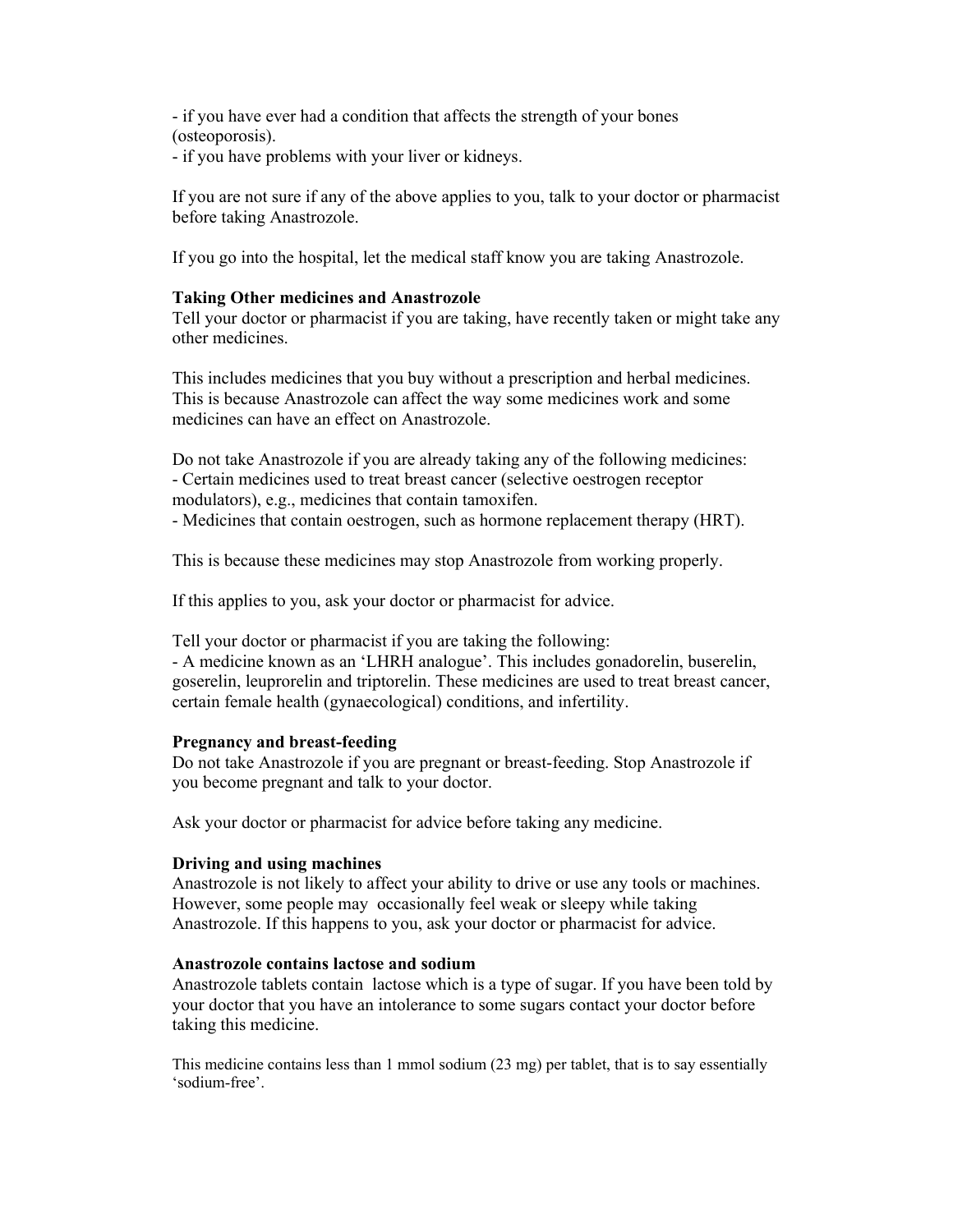- if you have ever had a condition that affects the strength of your bones (osteoporosis).
- if you have problems with your liver or kidneys.

If you are not sure if any of the above applies to you, talk to your doctor or pharmacist before taking Anastrozole.

If you go into the hospital, let the medical staff know you are taking Anastrozole.

**Taking Other medicines and Anastrozole**

Tell your doctor or pharmacist if you are taking, have recently taken or might take any other medicines.

This includes medicines that you buy without a prescription and herbal medicines. This is because Anastrozole can affect the way some medicines work and some medicines can have an effect on Anastrozole.

Do not take Anastrozole if you are already taking any of the following medicines:
- Certain medicines used to treat breast cancer (selective oestrogen receptor modulators), e.g., medicines that contain tamoxifen.
- Medicines that contain oestrogen, such as hormone replacement therapy (HRT).

This is because these medicines may stop Anastrozole from working properly.

If this applies to you, ask your doctor or pharmacist for advice.

Tell your doctor or pharmacist if you are taking the following:
- A medicine known as an 'LHRH analogue'. This includes gonadorelin, buserelin, goserelin, leuprorelin and triptorelin. These medicines are used to treat breast cancer, certain female health (gynaecological) conditions, and infertility.

**Pregnancy and breast-feeding**

Do not take Anastrozole if you are pregnant or breast-feeding. Stop Anastrozole if you become pregnant and talk to your doctor.

Ask your doctor or pharmacist for advice before taking any medicine.

**Driving and using machines**

Anastrozole is not likely to affect your ability to drive or use any tools or machines. However, some people may occasionally feel weak or sleepy while taking Anastrozole. If this happens to you, ask your doctor or pharmacist for advice.

**Anastrozole contains lactose and sodium**

Anastrozole tablets contain lactose which is a type of sugar. If you have been told by your doctor that you have an intolerance to some sugars contact your doctor before taking this medicine.

This medicine contains less than 1 mmol sodium (23 mg) per tablet, that is to say essentially 'sodium-free'.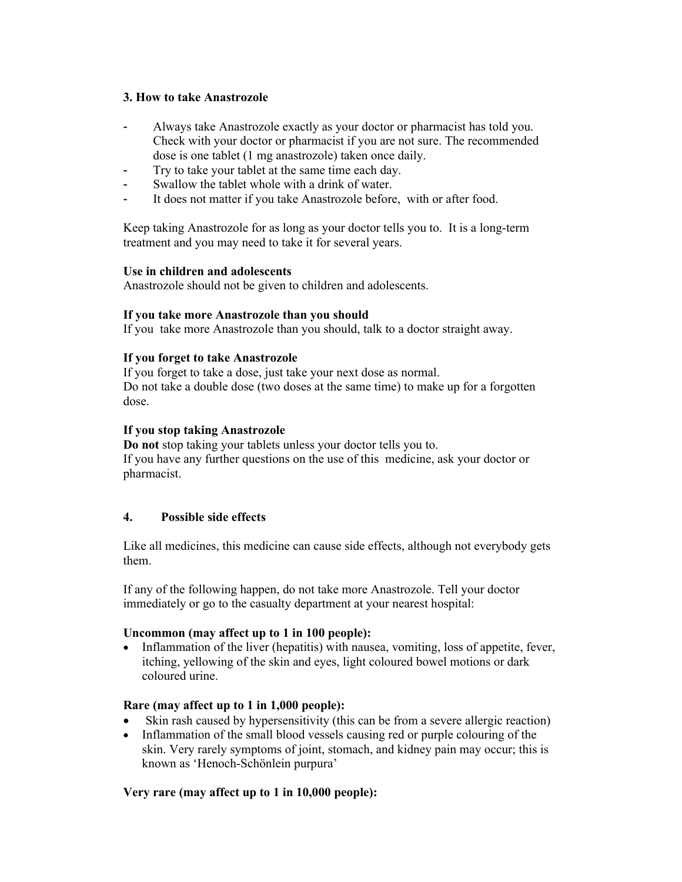## 3. How to take Anastrozole

- Always take Anastrozole exactly as your doctor or pharmacist has told you. Check with your doctor or pharmacist if you are not sure. The recommended dose is one tablet (1 mg anastrozole) taken once daily.
- Try to take your tablet at the same time each day.
- Swallow the tablet whole with a drink of water.
- It does not matter if you take Anastrozole before, with or after food.

Keep taking Anastrozole for as long as your doctor tells you to. It is a long-term treatment and you may need to take it for several years.

**Use in children and adolescents**
Anastrozole should not be given to children and adolescents.

**If you take more Anastrozole than you should**
If you take more Anastrozole than you should, talk to a doctor straight away.

**If you forget to take Anastrozole**
If you forget to take a dose, just take your next dose as normal.
Do not take a double dose (two doses at the same time) to make up for a forgotten dose.

**If you stop taking Anastrozole**
**Do not** stop taking your tablets unless your doctor tells you to.
If you have any further questions on the use of this medicine, ask your doctor or pharmacist.

## 4. Possible side effects

Like all medicines, this medicine can cause side effects, although not everybody gets them.

If any of the following happen, do not take more Anastrozole. Tell your doctor immediately or go to the casualty department at your nearest hospital:

**Uncommon (may affect up to 1 in 100 people):**
- Inflammation of the liver (hepatitis) with nausea, vomiting, loss of appetite, fever, itching, yellowing of the skin and eyes, light coloured bowel motions or dark coloured urine.

**Rare (may affect up to 1 in 1,000 people):**
- Skin rash caused by hypersensitivity (this can be from a severe allergic reaction)
- Inflammation of the small blood vessels causing red or purple colouring of the skin. Very rarely symptoms of joint, stomach, and kidney pain may occur; this is known as 'Henoch-Schönlein purpura'

**Very rare (may affect up to 1 in 10,000 people):**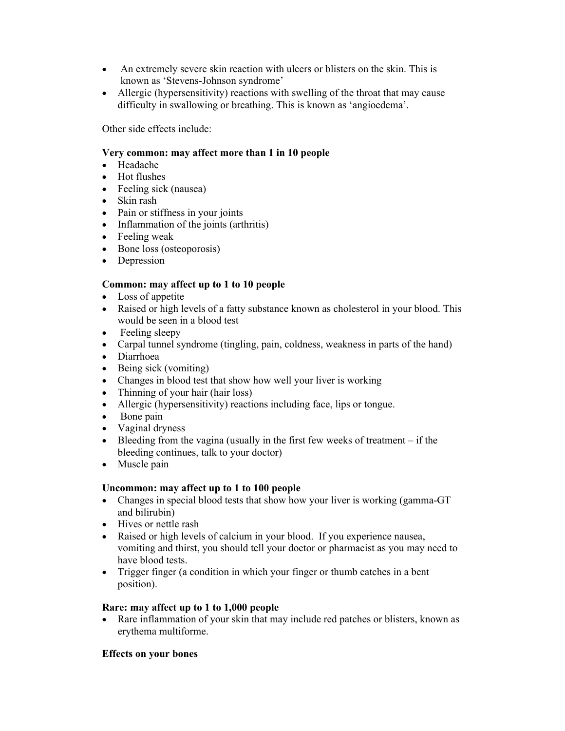- An extremely severe skin reaction with ulcers or blisters on the skin. This is known as 'Stevens-Johnson syndrome'
- Allergic (hypersensitivity) reactions with swelling of the throat that may cause difficulty in swallowing or breathing. This is known as 'angioedema'.

Other side effects include:

**Very common: may affect more than 1 in 10 people**

- Headache
- Hot flushes
- Feeling sick (nausea)
- Skin rash
- Pain or stiffness in your joints
- Inflammation of the joints (arthritis)
- Feeling weak
- Bone loss (osteoporosis)
- Depression

**Common: may affect up to 1 to 10 people**

- Loss of appetite
- Raised or high levels of a fatty substance known as cholesterol in your blood. This would be seen in a blood test
- Feeling sleepy
- Carpal tunnel syndrome (tingling, pain, coldness, weakness in parts of the hand)
- Diarrhoea
- Being sick (vomiting)
- Changes in blood test that show how well your liver is working
- Thinning of your hair (hair loss)
- Allergic (hypersensitivity) reactions including face, lips or tongue.
- Bone pain
- Vaginal dryness
- Bleeding from the vagina (usually in the first few weeks of treatment – if the bleeding continues, talk to your doctor)
- Muscle pain

**Uncommon: may affect up to 1 to 100 people**

- Changes in special blood tests that show how your liver is working (gamma-GT and bilirubin)
- Hives or nettle rash
- Raised or high levels of calcium in your blood. If you experience nausea, vomiting and thirst, you should tell your doctor or pharmacist as you may need to have blood tests.
- Trigger finger (a condition in which your finger or thumb catches in a bent position).

**Rare: may affect up to 1 to 1,000 people**

- Rare inflammation of your skin that may include red patches or blisters, known as erythema multiforme.

**Effects on your bones**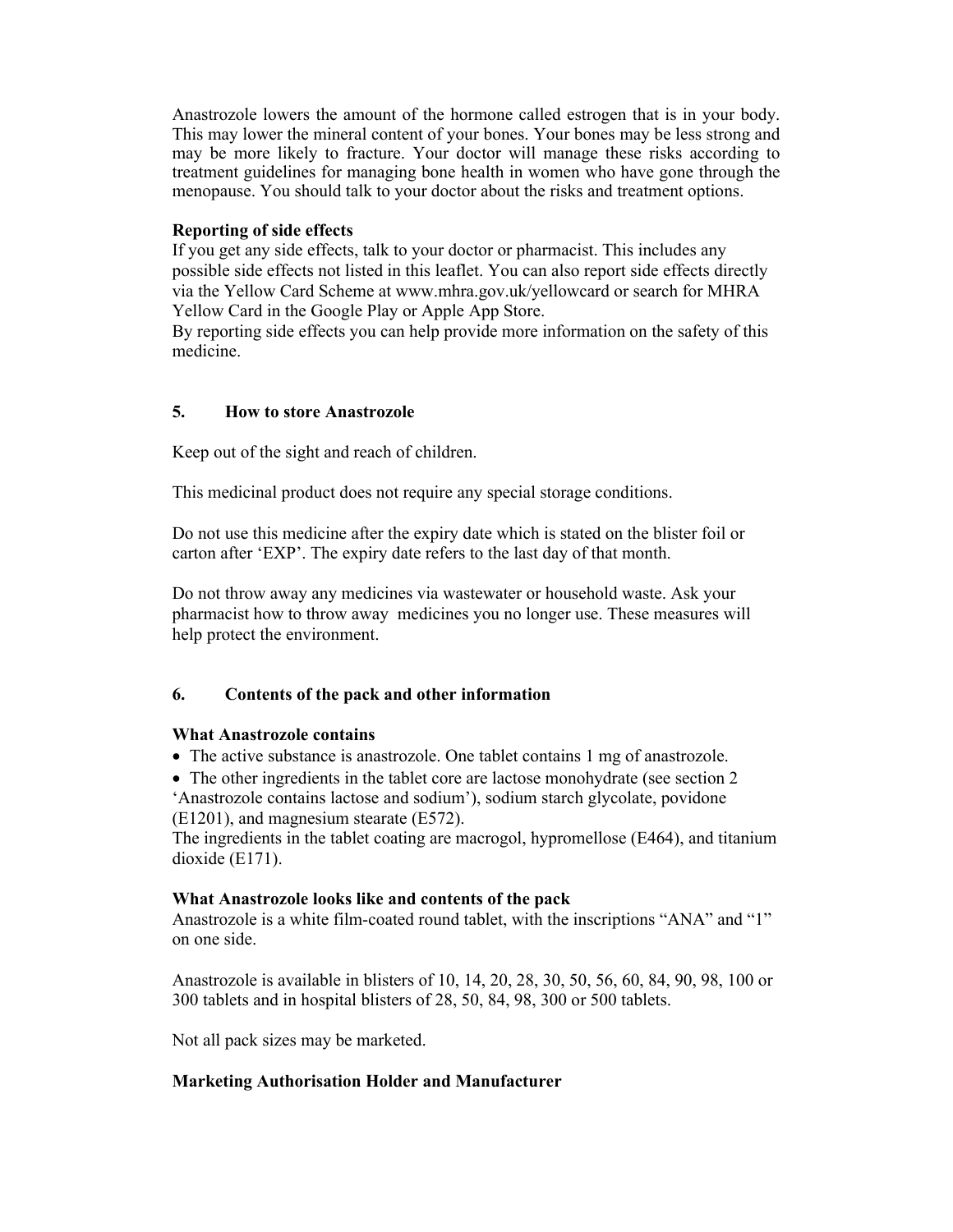Anastrozole lowers the amount of the hormone called estrogen that is in your body. This may lower the mineral content of your bones. Your bones may be less strong and may be more likely to fracture. Your doctor will manage these risks according to treatment guidelines for managing bone health in women who have gone through the menopause. You should talk to your doctor about the risks and treatment options.

**Reporting of side effects**
If you get any side effects, talk to your doctor or pharmacist. This includes any possible side effects not listed in this leaflet. You can also report side effects directly via the Yellow Card Scheme at www.mhra.gov.uk/yellowcard or search for MHRA Yellow Card in the Google Play or Apple App Store.
By reporting side effects you can help provide more information on the safety of this medicine.

## 5. How to store Anastrozole

Keep out of the sight and reach of children.

This medicinal product does not require any special storage conditions.

Do not use this medicine after the expiry date which is stated on the blister foil or carton after 'EXP'. The expiry date refers to the last day of that month.

Do not throw away any medicines via wastewater or household waste. Ask your pharmacist how to throw away medicines you no longer use. These measures will help protect the environment.

## 6. Contents of the pack and other information

**What Anastrozole contains**

- The active substance is anastrozole. One tablet contains 1 mg of anastrozole.
- The other ingredients in the tablet core are lactose monohydrate (see section 2 'Anastrozole contains lactose and sodium'), sodium starch glycolate, povidone (E1201), and magnesium stearate (E572).

The ingredients in the tablet coating are macrogol, hypromellose (E464), and titanium dioxide (E171).

**What Anastrozole looks like and contents of the pack**
Anastrozole is a white film-coated round tablet, with the inscriptions "ANA" and "1" on one side.

Anastrozole is available in blisters of 10, 14, 20, 28, 30, 50, 56, 60, 84, 90, 98, 100 or 300 tablets and in hospital blisters of 28, 50, 84, 98, 300 or 500 tablets.

Not all pack sizes may be marketed.

**Marketing Authorisation Holder and Manufacturer**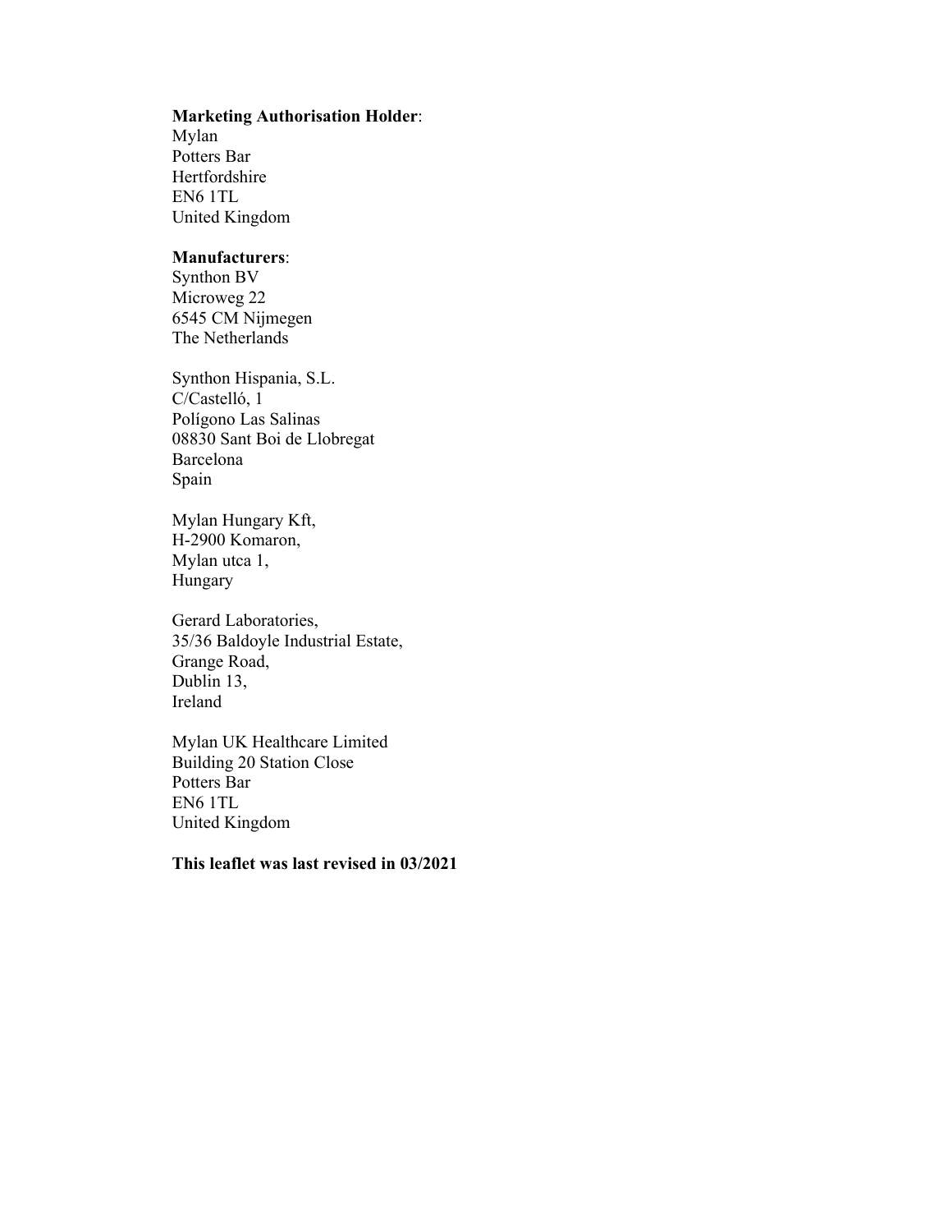**Marketing Authorisation Holder**:
Mylan
Potters Bar
Hertfordshire
EN6 1TL
United Kingdom

**Manufacturers**:
Synthon BV
Microweg 22
6545 CM Nijmegen
The Netherlands

Synthon Hispania, S.L.
C/Castelló, 1
Polígono Las Salinas
08830 Sant Boi de Llobregat
Barcelona
Spain

Mylan Hungary Kft,
H-2900 Komaron,
Mylan utca 1,
Hungary

Gerard Laboratories,
35/36 Baldoyle Industrial Estate,
Grange Road,
Dublin 13,
Ireland

Mylan UK Healthcare Limited
Building 20 Station Close
Potters Bar
EN6 1TL
United Kingdom

**This leaflet was last revised in 03/2021**